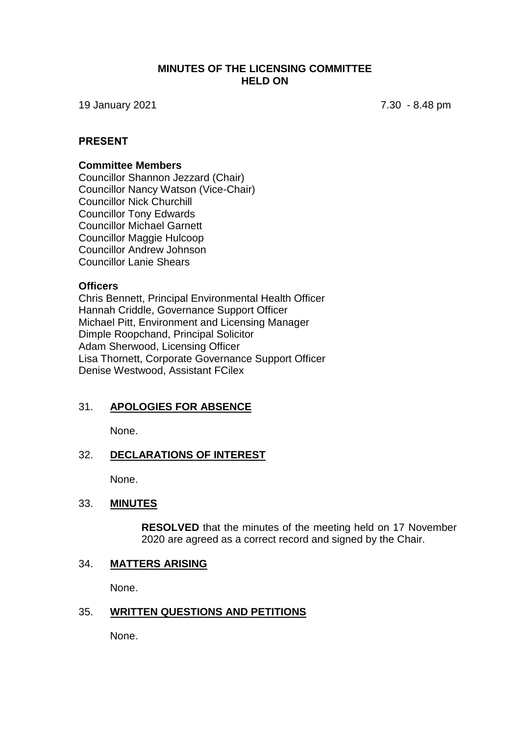# MINUTES OF THE LICENSING COMMITTEE HELD ON

19 January 2021 7.30 - 8.48 pm

## PRESENT

**Committee Members**
Councillor Shannon Jezzard (Chair)
Councillor Nancy Watson (Vice-Chair)
Councillor Nick Churchill
Councillor Tony Edwards
Councillor Michael Garnett
Councillor Maggie Hulcoop
Councillor Andrew Johnson
Councillor Lanie Shears

**Officers**
Chris Bennett, Principal Environmental Health Officer
Hannah Criddle, Governance Support Officer
Michael Pitt, Environment and Licensing Manager
Dimple Roopchand, Principal Solicitor
Adam Sherwood, Licensing Officer
Lisa Thornett, Corporate Governance Support Officer
Denise Westwood, Assistant FCilex

## 31. APOLOGIES FOR ABSENCE

None.

## 32. DECLARATIONS OF INTEREST

None.

## 33. MINUTES

**RESOLVED** that the minutes of the meeting held on 17 November 2020 are agreed as a correct record and signed by the Chair.

## 34. MATTERS ARISING

None.

## 35. WRITTEN QUESTIONS AND PETITIONS

None.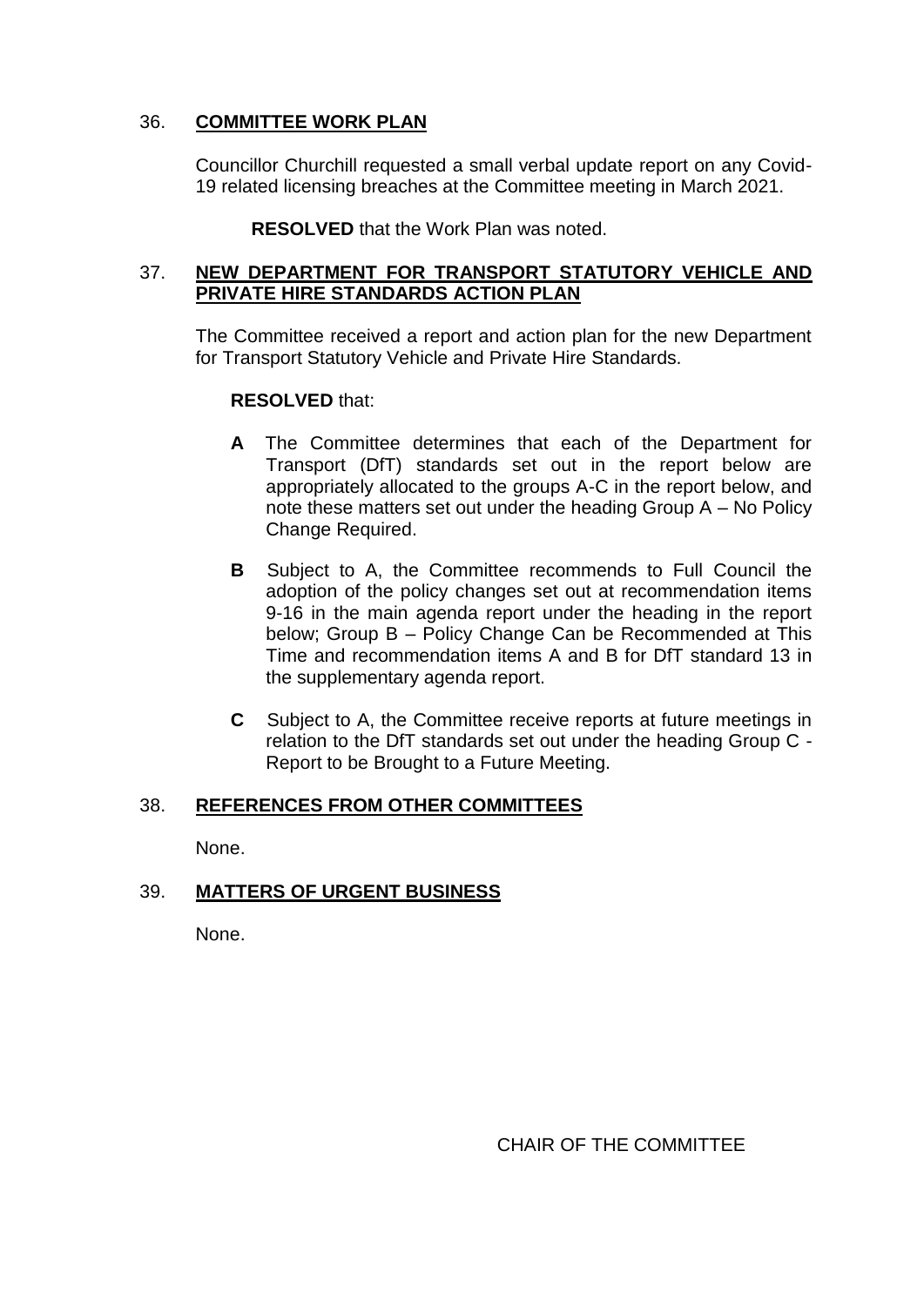## 36. COMMITTEE WORK PLAN

Councillor Churchill requested a small verbal update report on any Covid-19 related licensing breaches at the Committee meeting in March 2021.

**RESOLVED** that the Work Plan was noted.

## 37. NEW DEPARTMENT FOR TRANSPORT STATUTORY VEHICLE AND PRIVATE HIRE STANDARDS ACTION PLAN

The Committee received a report and action plan for the new Department for Transport Statutory Vehicle and Private Hire Standards.

**RESOLVED** that:

**A** The Committee determines that each of the Department for Transport (DfT) standards set out in the report below are appropriately allocated to the groups A-C in the report below, and note these matters set out under the heading Group A – No Policy Change Required.

**B** Subject to A, the Committee recommends to Full Council the adoption of the policy changes set out at recommendation items 9-16 in the main agenda report under the heading in the report below; Group B – Policy Change Can be Recommended at This Time and recommendation items A and B for DfT standard 13 in the supplementary agenda report.

**C** Subject to A, the Committee receive reports at future meetings in relation to the DfT standards set out under the heading Group C - Report to be Brought to a Future Meeting.

## 38. REFERENCES FROM OTHER COMMITTEES

None.

## 39. MATTERS OF URGENT BUSINESS

None.

CHAIR OF THE COMMITTEE